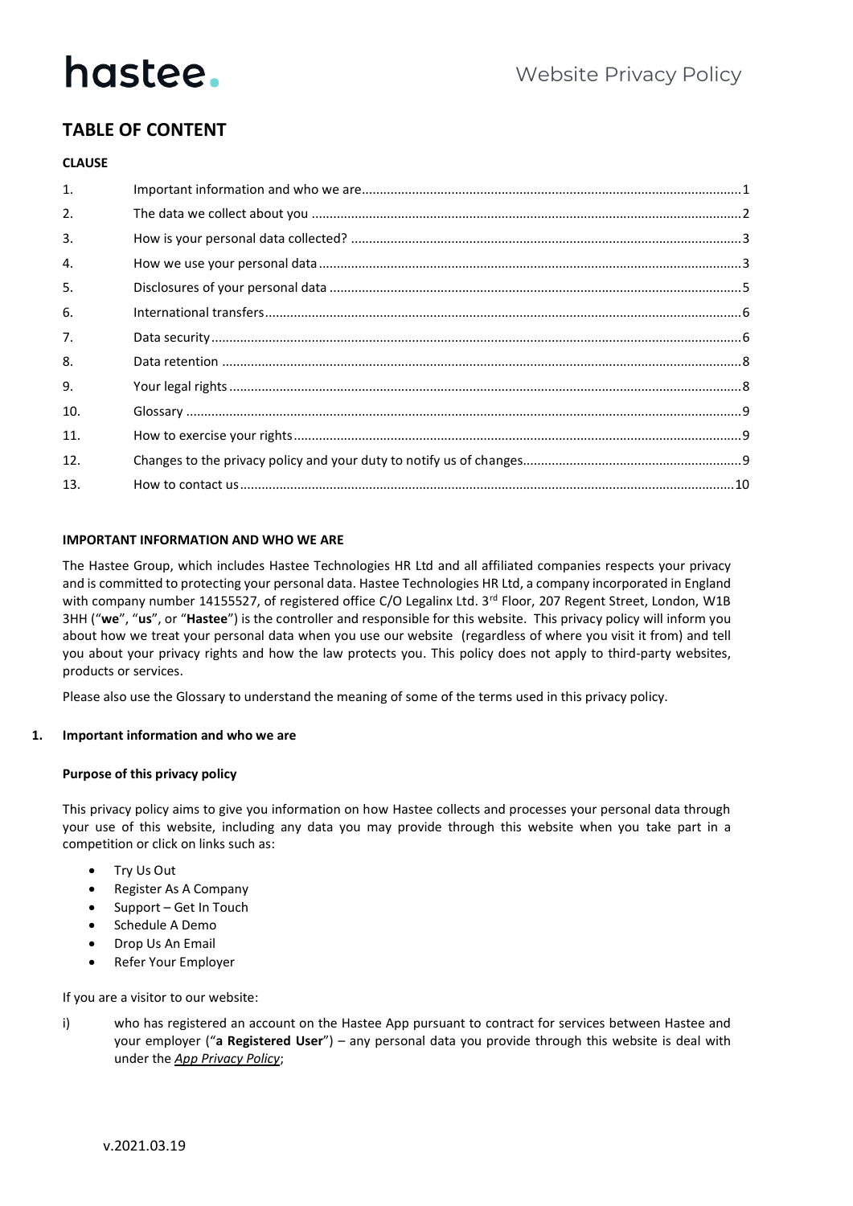hastee.

Website Privacy Policy

## TABLE OF CONTENT

**CLAUSE**

| | | |
|---|---|---|
| 1. | Important information and who we are | 1 |
| 2. | The data we collect about you | 2 |
| 3. | How is your personal data collected? | 3 |
| 4. | How we use your personal data | 3 |
| 5. | Disclosures of your personal data | 5 |
| 6. | International transfers | 6 |
| 7. | Data security | 6 |
| 8. | Data retention | 8 |
| 9. | Your legal rights | 8 |
| 10. | Glossary | 9 |
| 11. | How to exercise your rights | 9 |
| 12. | Changes to the privacy policy and your duty to notify us of changes | 9 |
| 13. | How to contact us | 10 |

**IMPORTANT INFORMATION AND WHO WE ARE**

The Hastee Group, which includes Hastee Technologies HR Ltd and all affiliated companies respects your privacy and is committed to protecting your personal data. Hastee Technologies HR Ltd, a company incorporated in England with company number 14155527, of registered office C/O Legalinx Ltd. 3rd Floor, 207 Regent Street, London, W1B 3HH ("**we**", "**us**", or "**Hastee**") is the controller and responsible for this website. This privacy policy will inform you about how we treat your personal data when you use our website (regardless of where you visit it from) and tell you about your privacy rights and how the law protects you. This policy does not apply to third-party websites, products or services.

Please also use the Glossary to understand the meaning of some of the terms used in this privacy policy.

### 1. Important information and who we are

**Purpose of this privacy policy**

This privacy policy aims to give you information on how Hastee collects and processes your personal data through your use of this website, including any data you may provide through this website when you take part in a competition or click on links such as:

- Try Us Out
- Register As A Company
- Support – Get In Touch
- Schedule A Demo
- Drop Us An Email
- Refer Your Employer

If you are a visitor to our website:

i) who has registered an account on the Hastee App pursuant to contract for services between Hastee and your employer ("**a Registered User**") – any personal data you provide through this website is deal with under the ***App Privacy Policy***;

v.2021.03.19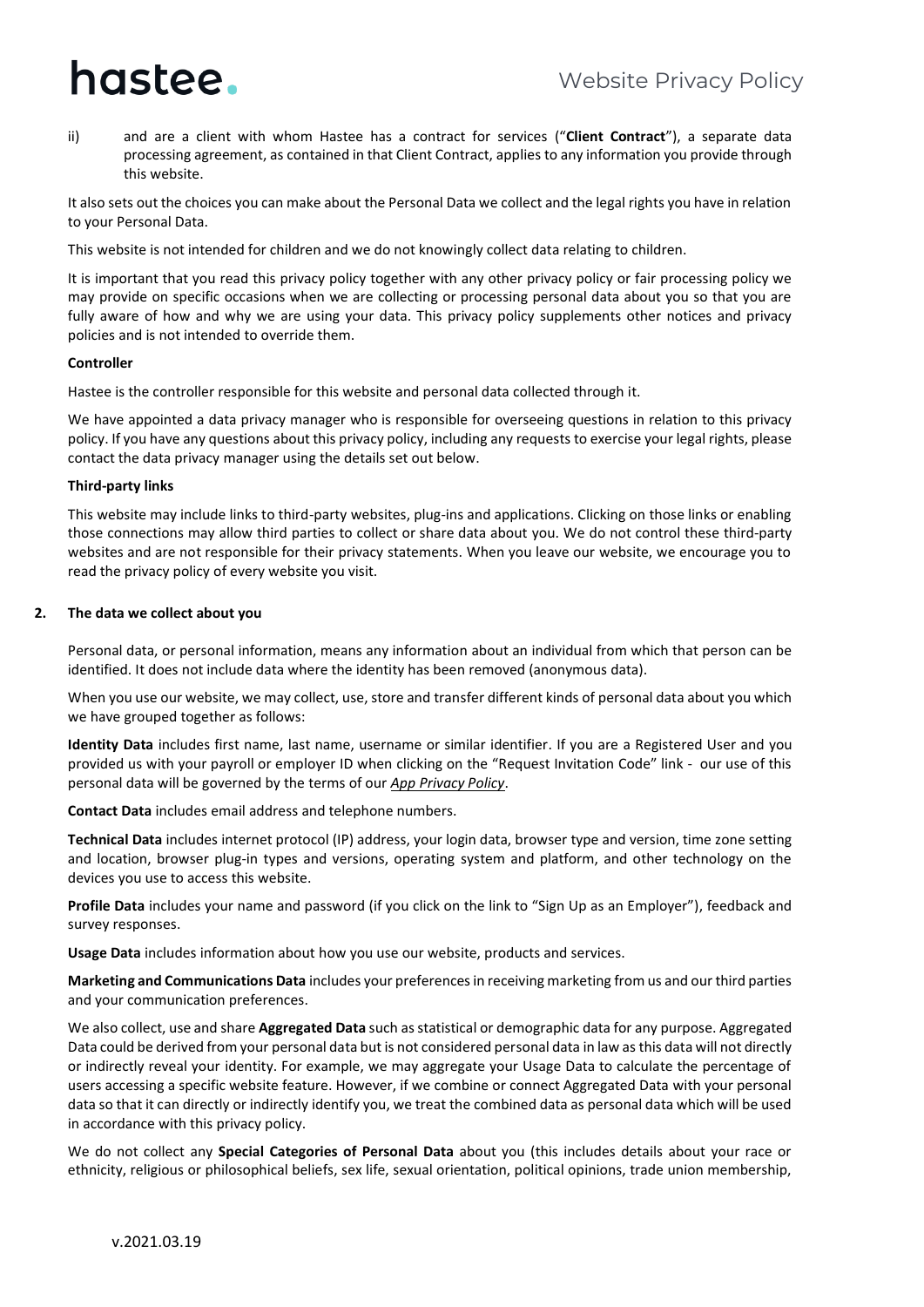ii) and are a client with whom Hastee has a contract for services ("**Client Contract**"), a separate data processing agreement, as contained in that Client Contract, applies to any information you provide through this website.

It also sets out the choices you can make about the Personal Data we collect and the legal rights you have in relation to your Personal Data.

This website is not intended for children and we do not knowingly collect data relating to children.

It is important that you read this privacy policy together with any other privacy policy or fair processing policy we may provide on specific occasions when we are collecting or processing personal data about you so that you are fully aware of how and why we are using your data. This privacy policy supplements other notices and privacy policies and is not intended to override them.

**Controller**

Hastee is the controller responsible for this website and personal data collected through it.

We have appointed a data privacy manager who is responsible for overseeing questions in relation to this privacy policy. If you have any questions about this privacy policy, including any requests to exercise your legal rights, please contact the data privacy manager using the details set out below.

**Third-party links**

This website may include links to third-party websites, plug-ins and applications. Clicking on those links or enabling those connections may allow third parties to collect or share data about you. We do not control these third-party websites and are not responsible for their privacy statements. When you leave our website, we encourage you to read the privacy policy of every website you visit.

## 2. The data we collect about you

Personal data, or personal information, means any information about an individual from which that person can be identified. It does not include data where the identity has been removed (anonymous data).

When you use our website, we may collect, use, store and transfer different kinds of personal data about you which we have grouped together as follows:

**Identity Data** includes first name, last name, username or similar identifier. If you are a Registered User and you provided us with your payroll or employer ID when clicking on the "Request Invitation Code" link - our use of this personal data will be governed by the terms of our ***App Privacy Policy***.

**Contact Data** includes email address and telephone numbers.

**Technical Data** includes internet protocol (IP) address, your login data, browser type and version, time zone setting and location, browser plug-in types and versions, operating system and platform, and other technology on the devices you use to access this website.

**Profile Data** includes your name and password (if you click on the link to "Sign Up as an Employer"), feedback and survey responses.

**Usage Data** includes information about how you use our website, products and services.

**Marketing and Communications Data** includes your preferences in receiving marketing from us and our third parties and your communication preferences.

We also collect, use and share **Aggregated Data** such as statistical or demographic data for any purpose. Aggregated Data could be derived from your personal data but is not considered personal data in law as this data will not directly or indirectly reveal your identity. For example, we may aggregate your Usage Data to calculate the percentage of users accessing a specific website feature. However, if we combine or connect Aggregated Data with your personal data so that it can directly or indirectly identify you, we treat the combined data as personal data which will be used in accordance with this privacy policy.

We do not collect any **Special Categories of Personal Data** about you (this includes details about your race or ethnicity, religious or philosophical beliefs, sex life, sexual orientation, political opinions, trade union membership,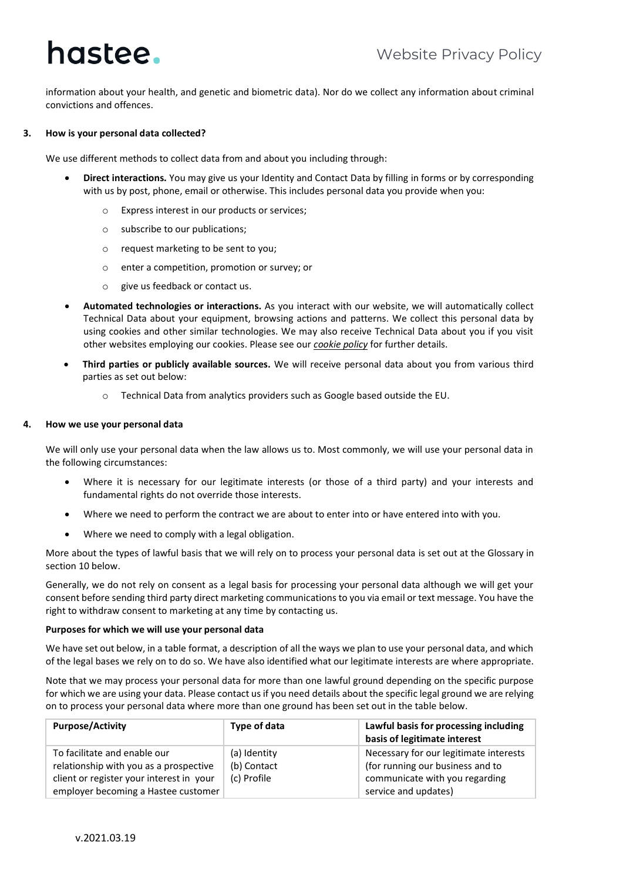information about your health, and genetic and biometric data). Nor do we collect any information about criminal convictions and offences.

**3. How is your personal data collected?**

We use different methods to collect data from and about you including through:

- **Direct interactions.** You may give us your Identity and Contact Data by filling in forms or by corresponding with us by post, phone, email or otherwise. This includes personal data you provide when you:
  - Express interest in our products or services;
  - subscribe to our publications;
  - request marketing to be sent to you;
  - enter a competition, promotion or survey; or
  - give us feedback or contact us.
- **Automated technologies or interactions.** As you interact with our website, we will automatically collect Technical Data about your equipment, browsing actions and patterns. We collect this personal data by using cookies and other similar technologies. We may also receive Technical Data about you if you visit other websites employing our cookies. Please see our *cookie policy* for further details.
- **Third parties or publicly available sources.** We will receive personal data about you from various third parties as set out below:
  - Technical Data from analytics providers such as Google based outside the EU.

**4. How we use your personal data**

We will only use your personal data when the law allows us to. Most commonly, we will use your personal data in the following circumstances:

- Where it is necessary for our legitimate interests (or those of a third party) and your interests and fundamental rights do not override those interests.
- Where we need to perform the contract we are about to enter into or have entered into with you.
- Where we need to comply with a legal obligation.

More about the types of lawful basis that we will rely on to process your personal data is set out at the Glossary in section 10 below.

Generally, we do not rely on consent as a legal basis for processing your personal data although we will get your consent before sending third party direct marketing communications to you via email or text message. You have the right to withdraw consent to marketing at any time by contacting us.

**Purposes for which we will use your personal data**

We have set out below, in a table format, a description of all the ways we plan to use your personal data, and which of the legal bases we rely on to do so. We have also identified what our legitimate interests are where appropriate.

Note that we may process your personal data for more than one lawful ground depending on the specific purpose for which we are using your data. Please contact us if you need details about the specific legal ground we are relying on to process your personal data where more than one ground has been set out in the table below.

| **Purpose/Activity** | **Type of data** | **Lawful basis for processing including basis of legitimate interest** |
|---|---|---|
| To facilitate and enable our relationship with you as a prospective client or register your interest in your employer becoming a Hastee customer | (a) Identity<br>(b) Contact<br>(c) Profile | Necessary for our legitimate interests (for running our business and to communicate with you regarding service and updates) |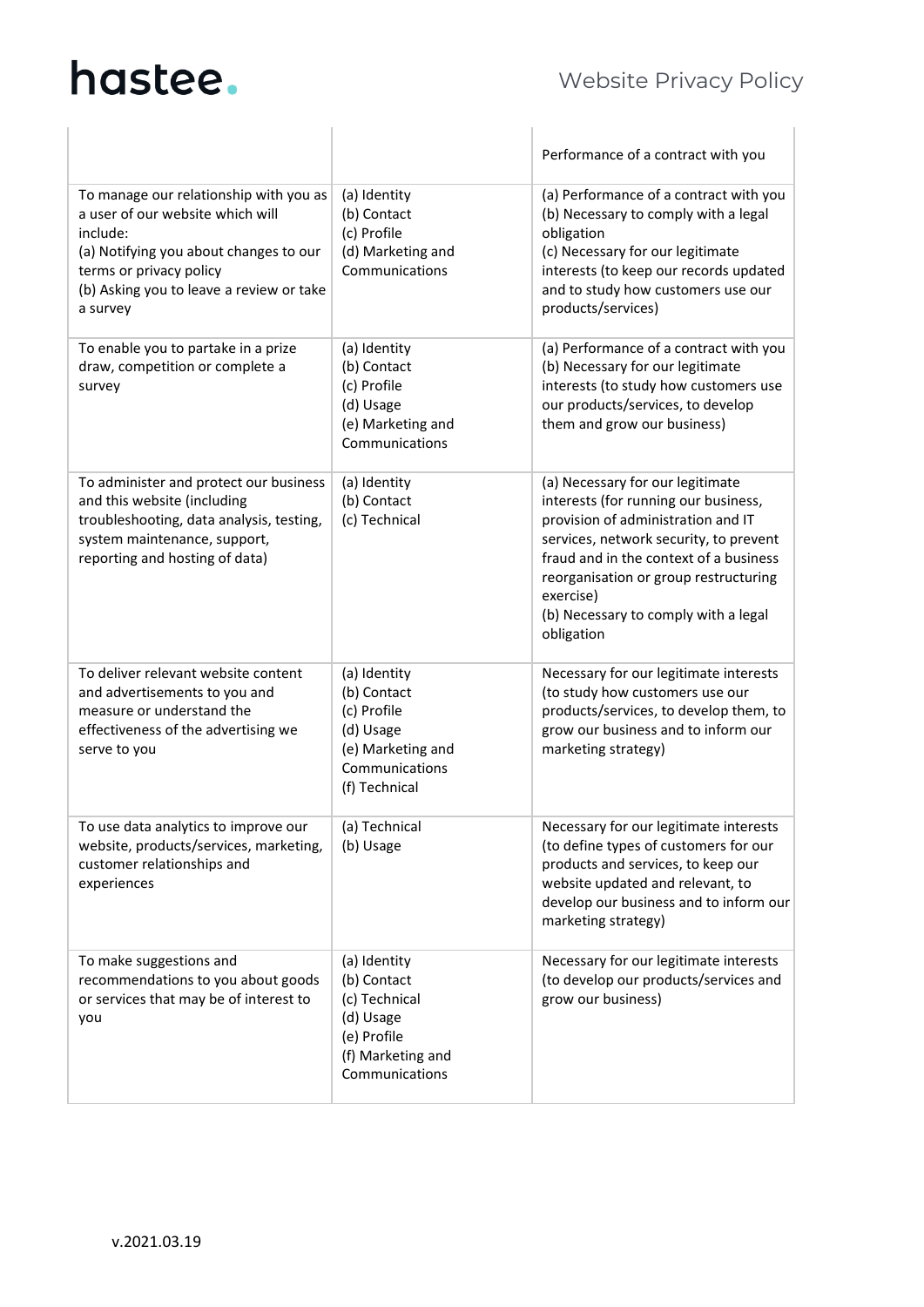| | | |
|---|---|---|
| | | Performance of a contract with you |
| To manage our relationship with you as a user of our website which will include:<br>(a) Notifying you about changes to our terms or privacy policy<br>(b) Asking you to leave a review or take a survey | (a) Identity<br>(b) Contact<br>(c) Profile<br>(d) Marketing and Communications | (a) Performance of a contract with you<br>(b) Necessary to comply with a legal obligation<br>(c) Necessary for our legitimate interests (to keep our records updated and to study how customers use our products/services) |
| To enable you to partake in a prize draw, competition or complete a survey | (a) Identity<br>(b) Contact<br>(c) Profile<br>(d) Usage<br>(e) Marketing and Communications | (a) Performance of a contract with you<br>(b) Necessary for our legitimate interests (to study how customers use our products/services, to develop them and grow our business) |
| To administer and protect our business and this website (including troubleshooting, data analysis, testing, system maintenance, support, reporting and hosting of data) | (a) Identity<br>(b) Contact<br>(c) Technical | (a) Necessary for our legitimate interests (for running our business, provision of administration and IT services, network security, to prevent fraud and in the context of a business reorganisation or group restructuring exercise)<br>(b) Necessary to comply with a legal obligation |
| To deliver relevant website content and advertisements to you and measure or understand the effectiveness of the advertising we serve to you | (a) Identity<br>(b) Contact<br>(c) Profile<br>(d) Usage<br>(e) Marketing and Communications<br>(f) Technical | Necessary for our legitimate interests (to study how customers use our products/services, to develop them, to grow our business and to inform our marketing strategy) |
| To use data analytics to improve our website, products/services, marketing, customer relationships and experiences | (a) Technical<br>(b) Usage | Necessary for our legitimate interests (to define types of customers for our products and services, to keep our website updated and relevant, to develop our business and to inform our marketing strategy) |
| To make suggestions and recommendations to you about goods or services that may be of interest to you | (a) Identity<br>(b) Contact<br>(c) Technical<br>(d) Usage<br>(e) Profile<br>(f) Marketing and Communications | Necessary for our legitimate interests (to develop our products/services and grow our business) |

v.2021.03.19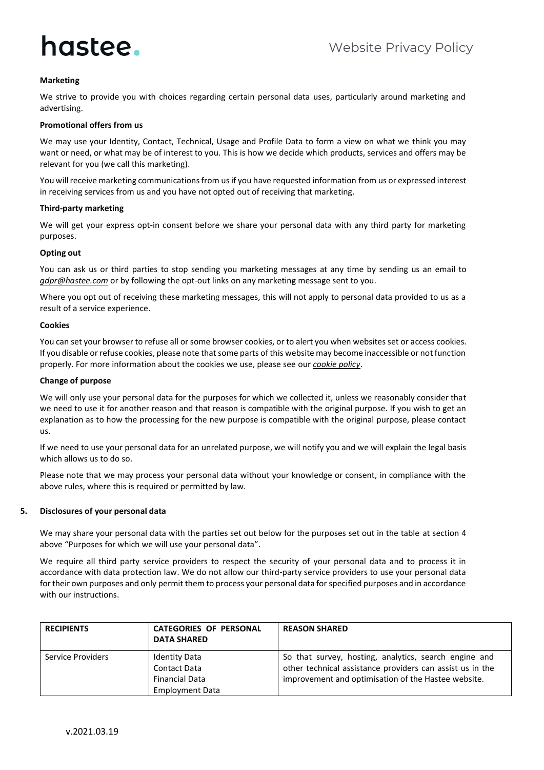**Marketing**

We strive to provide you with choices regarding certain personal data uses, particularly around marketing and advertising.

**Promotional offers from us**

We may use your Identity, Contact, Technical, Usage and Profile Data to form a view on what we think you may want or need, or what may be of interest to you. This is how we decide which products, services and offers may be relevant for you (we call this marketing).

You will receive marketing communications from us if you have requested information from us or expressed interest in receiving services from us and you have not opted out of receiving that marketing.

**Third-party marketing**

We will get your express opt-in consent before we share your personal data with any third party for marketing purposes.

**Opting out**

You can ask us or third parties to stop sending you marketing messages at any time by sending us an email to *gdpr@hastee.com* or by following the opt-out links on any marketing message sent to you.

Where you opt out of receiving these marketing messages, this will not apply to personal data provided to us as a result of a service experience.

**Cookies**

You can set your browser to refuse all or some browser cookies, or to alert you when websites set or access cookies. If you disable or refuse cookies, please note that some parts of this website may become inaccessible or not function properly. For more information about the cookies we use, please see our *cookie policy*.

**Change of purpose**

We will only use your personal data for the purposes for which we collected it, unless we reasonably consider that we need to use it for another reason and that reason is compatible with the original purpose. If you wish to get an explanation as to how the processing for the new purpose is compatible with the original purpose, please contact us.

If we need to use your personal data for an unrelated purpose, we will notify you and we will explain the legal basis which allows us to do so.

Please note that we may process your personal data without your knowledge or consent, in compliance with the above rules, where this is required or permitted by law.

## 5. Disclosures of your personal data

We may share your personal data with the parties set out below for the purposes set out in the table at section 4 above "Purposes for which we will use your personal data".

We require all third party service providers to respect the security of your personal data and to process it in accordance with data protection law. We do not allow our third-party service providers to use your personal data for their own purposes and only permit them to process your personal data for specified purposes and in accordance with our instructions.

| RECIPIENTS | CATEGORIES OF PERSONAL DATA SHARED | REASON SHARED |
|---|---|---|
| Service Providers | Identity Data<br>Contact Data<br>Financial Data<br>Employment Data | So that survey, hosting, analytics, search engine and other technical assistance providers can assist us in the improvement and optimisation of the Hastee website. |

v.2021.03.19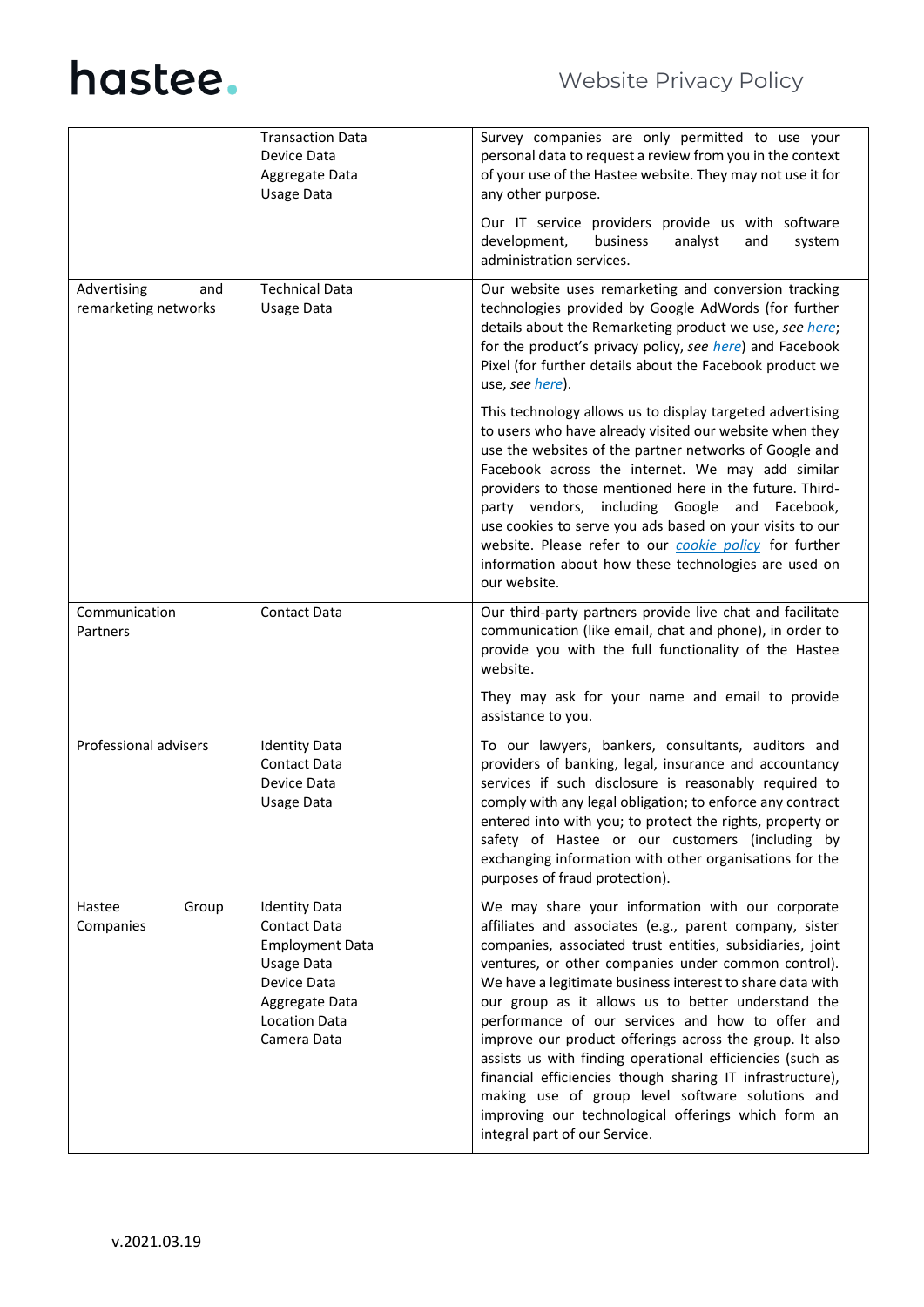|  | Transaction Data<br>Device Data<br>Aggregate Data<br>Usage Data | Survey companies are only permitted to use your personal data to request a review from you in the context of your use of the Hastee website. They may not use it for any other purpose.<br><br>Our IT service providers provide us with software development, business analyst and system administration services. |
|---|---|---|
| Advertising and remarketing networks | Technical Data<br>Usage Data | Our website uses remarketing and conversion tracking technologies provided by Google AdWords (for further details about the Remarketing product we use, *see here*; for the product's privacy policy, *see here*) and Facebook Pixel (for further details about the Facebook product we use, *see here*).<br><br>This technology allows us to display targeted advertising to users who have already visited our website when they use the websites of the partner networks of Google and Facebook across the internet. We may add similar providers to those mentioned here in the future. Third-party vendors, including Google and Facebook, use cookies to serve you ads based on your visits to our website. Please refer to our *cookie policy* for further information about how these technologies are used on our website. |
| Communication Partners | Contact Data | Our third-party partners provide live chat and facilitate communication (like email, chat and phone), in order to provide you with the full functionality of the Hastee website.<br><br>They may ask for your name and email to provide assistance to you. |
| Professional advisers | Identity Data<br>Contact Data<br>Device Data<br>Usage Data | To our lawyers, bankers, consultants, auditors and providers of banking, legal, insurance and accountancy services if such disclosure is reasonably required to comply with any legal obligation; to enforce any contract entered into with you; to protect the rights, property or safety of Hastee or our customers (including by exchanging information with other organisations for the purposes of fraud protection). |
| Hastee Group Companies | Identity Data<br>Contact Data<br>Employment Data<br>Usage Data<br>Device Data<br>Aggregate Data<br>Location Data<br>Camera Data | We may share your information with our corporate affiliates and associates (e.g., parent company, sister companies, associated trust entities, subsidiaries, joint ventures, or other companies under common control). We have a legitimate business interest to share data with our group as it allows us to better understand the performance of our services and how to offer and improve our product offerings across the group. It also assists us with finding operational efficiencies (such as financial efficiencies though sharing IT infrastructure), making use of group level software solutions and improving our technological offerings which form an integral part of our Service. |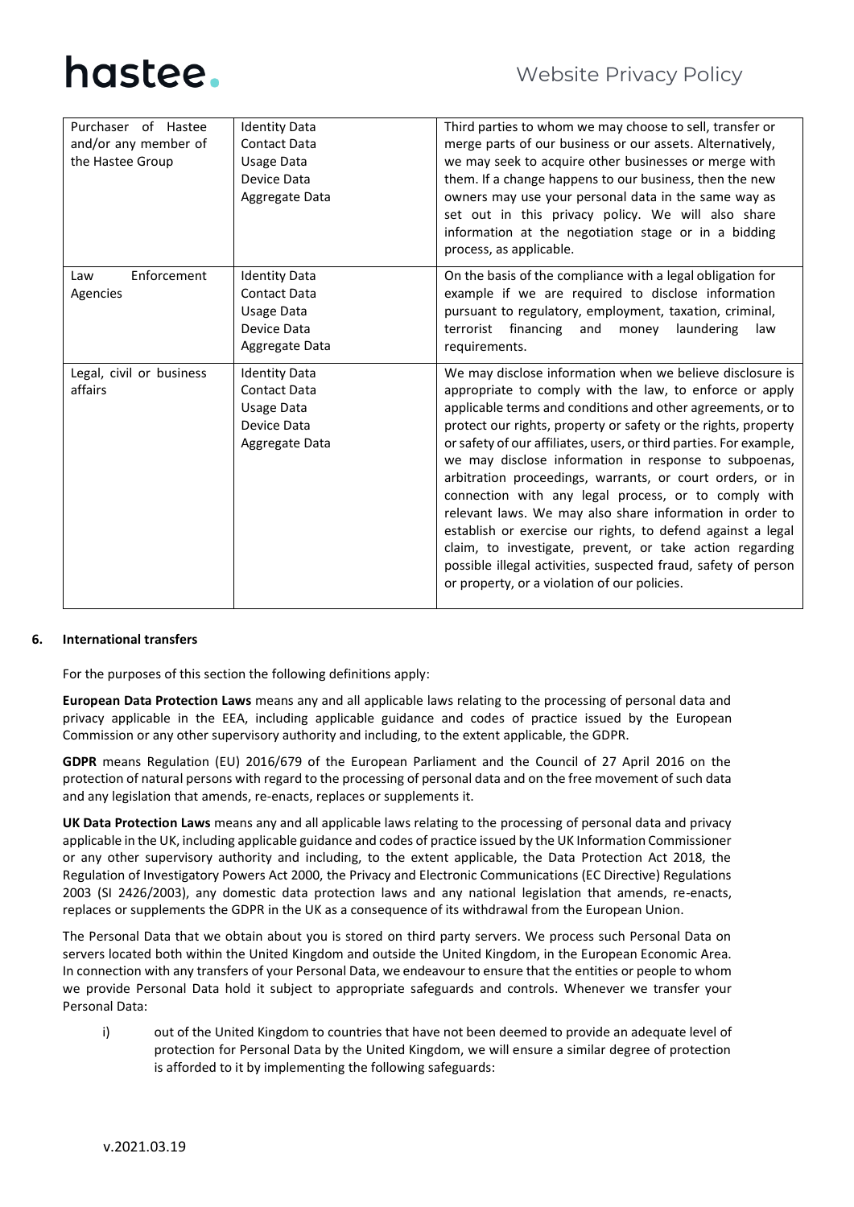| Purchaser of Hastee and/or any member of the Hastee Group | Identity Data<br>Contact Data<br>Usage Data<br>Device Data<br>Aggregate Data | Third parties to whom we may choose to sell, transfer or merge parts of our business or our assets. Alternatively, we may seek to acquire other businesses or merge with them. If a change happens to our business, then the new owners may use your personal data in the same way as set out in this privacy policy. We will also share information at the negotiation stage or in a bidding process, as applicable. |
|---|---|---|
| Law Enforcement Agencies | Identity Data<br>Contact Data<br>Usage Data<br>Device Data<br>Aggregate Data | On the basis of the compliance with a legal obligation for example if we are required to disclose information pursuant to regulatory, employment, taxation, criminal, terrorist financing and money laundering law requirements. |
| Legal, civil or business affairs | Identity Data<br>Contact Data<br>Usage Data<br>Device Data<br>Aggregate Data | We may disclose information when we believe disclosure is appropriate to comply with the law, to enforce or apply applicable terms and conditions and other agreements, or to protect our rights, property or safety or the rights, property or safety of our affiliates, users, or third parties. For example, we may disclose information in response to subpoenas, arbitration proceedings, warrants, or court orders, or in connection with any legal process, or to comply with relevant laws. We may also share information in order to establish or exercise our rights, to defend against a legal claim, to investigate, prevent, or take action regarding possible illegal activities, suspected fraud, safety of person or property, or a violation of our policies. |

## 6. International transfers

For the purposes of this section the following definitions apply:

**European Data Protection Laws** means any and all applicable laws relating to the processing of personal data and privacy applicable in the EEA, including applicable guidance and codes of practice issued by the European Commission or any other supervisory authority and including, to the extent applicable, the GDPR.

**GDPR** means Regulation (EU) 2016/679 of the European Parliament and the Council of 27 April 2016 on the protection of natural persons with regard to the processing of personal data and on the free movement of such data and any legislation that amends, re-enacts, replaces or supplements it.

**UK Data Protection Laws** means any and all applicable laws relating to the processing of personal data and privacy applicable in the UK, including applicable guidance and codes of practice issued by the UK Information Commissioner or any other supervisory authority and including, to the extent applicable, the Data Protection Act 2018, the Regulation of Investigatory Powers Act 2000, the Privacy and Electronic Communications (EC Directive) Regulations 2003 (SI 2426/2003), any domestic data protection laws and any national legislation that amends, re-enacts, replaces or supplements the GDPR in the UK as a consequence of its withdrawal from the European Union.

The Personal Data that we obtain about you is stored on third party servers. We process such Personal Data on servers located both within the United Kingdom and outside the United Kingdom, in the European Economic Area. In connection with any transfers of your Personal Data, we endeavour to ensure that the entities or people to whom we provide Personal Data hold it subject to appropriate safeguards and controls. Whenever we transfer your Personal Data:

i) out of the United Kingdom to countries that have not been deemed to provide an adequate level of protection for Personal Data by the United Kingdom, we will ensure a similar degree of protection is afforded to it by implementing the following safeguards: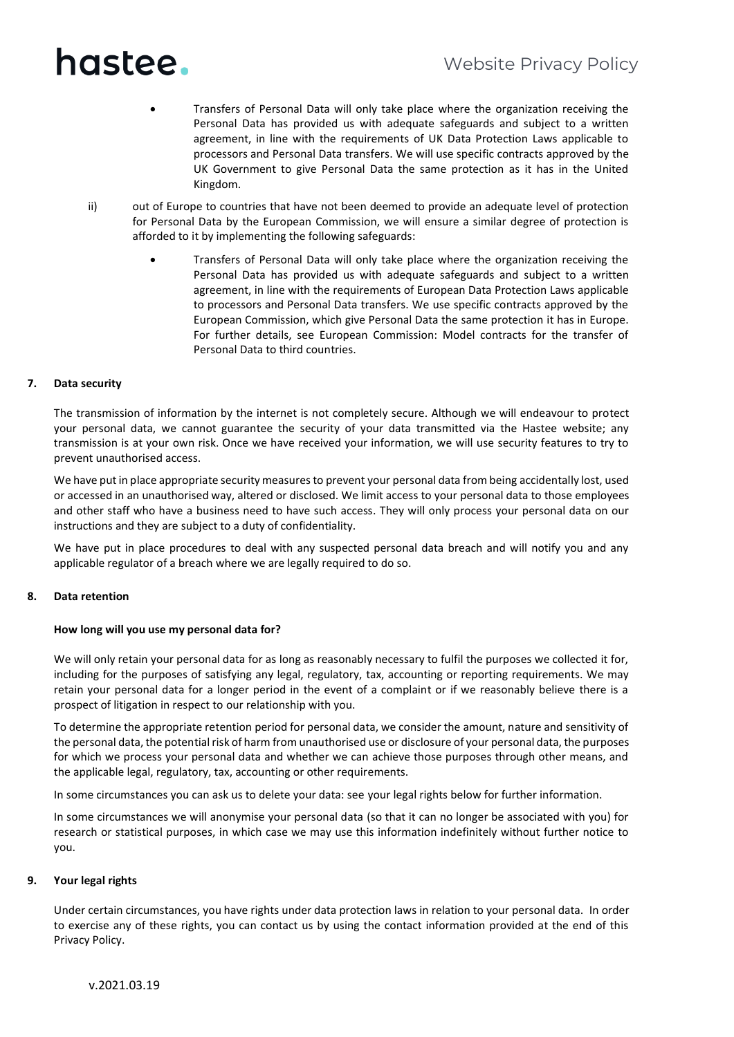- Transfers of Personal Data will only take place where the organization receiving the Personal Data has provided us with adequate safeguards and subject to a written agreement, in line with the requirements of UK Data Protection Laws applicable to processors and Personal Data transfers. We will use specific contracts approved by the UK Government to give Personal Data the same protection as it has in the United Kingdom.

ii) out of Europe to countries that have not been deemed to provide an adequate level of protection for Personal Data by the European Commission, we will ensure a similar degree of protection is afforded to it by implementing the following safeguards:

- Transfers of Personal Data will only take place where the organization receiving the Personal Data has provided us with adequate safeguards and subject to a written agreement, in line with the requirements of European Data Protection Laws applicable to processors and Personal Data transfers. We use specific contracts approved by the European Commission, which give Personal Data the same protection it has in Europe. For further details, see European Commission: Model contracts for the transfer of Personal Data to third countries.

## 7. Data security

The transmission of information by the internet is not completely secure. Although we will endeavour to protect your personal data, we cannot guarantee the security of your data transmitted via the Hastee website; any transmission is at your own risk. Once we have received your information, we will use security features to try to prevent unauthorised access.

We have put in place appropriate security measures to prevent your personal data from being accidentally lost, used or accessed in an unauthorised way, altered or disclosed. We limit access to your personal data to those employees and other staff who have a business need to have such access. They will only process your personal data on our instructions and they are subject to a duty of confidentiality.

We have put in place procedures to deal with any suspected personal data breach and will notify you and any applicable regulator of a breach where we are legally required to do so.

## 8. Data retention

**How long will you use my personal data for?**

We will only retain your personal data for as long as reasonably necessary to fulfil the purposes we collected it for, including for the purposes of satisfying any legal, regulatory, tax, accounting or reporting requirements. We may retain your personal data for a longer period in the event of a complaint or if we reasonably believe there is a prospect of litigation in respect to our relationship with you.

To determine the appropriate retention period for personal data, we consider the amount, nature and sensitivity of the personal data, the potential risk of harm from unauthorised use or disclosure of your personal data, the purposes for which we process your personal data and whether we can achieve those purposes through other means, and the applicable legal, regulatory, tax, accounting or other requirements.

In some circumstances you can ask us to delete your data: see your legal rights below for further information.

In some circumstances we will anonymise your personal data (so that it can no longer be associated with you) for research or statistical purposes, in which case we may use this information indefinitely without further notice to you.

## 9. Your legal rights

Under certain circumstances, you have rights under data protection laws in relation to your personal data. In order to exercise any of these rights, you can contact us by using the contact information provided at the end of this Privacy Policy.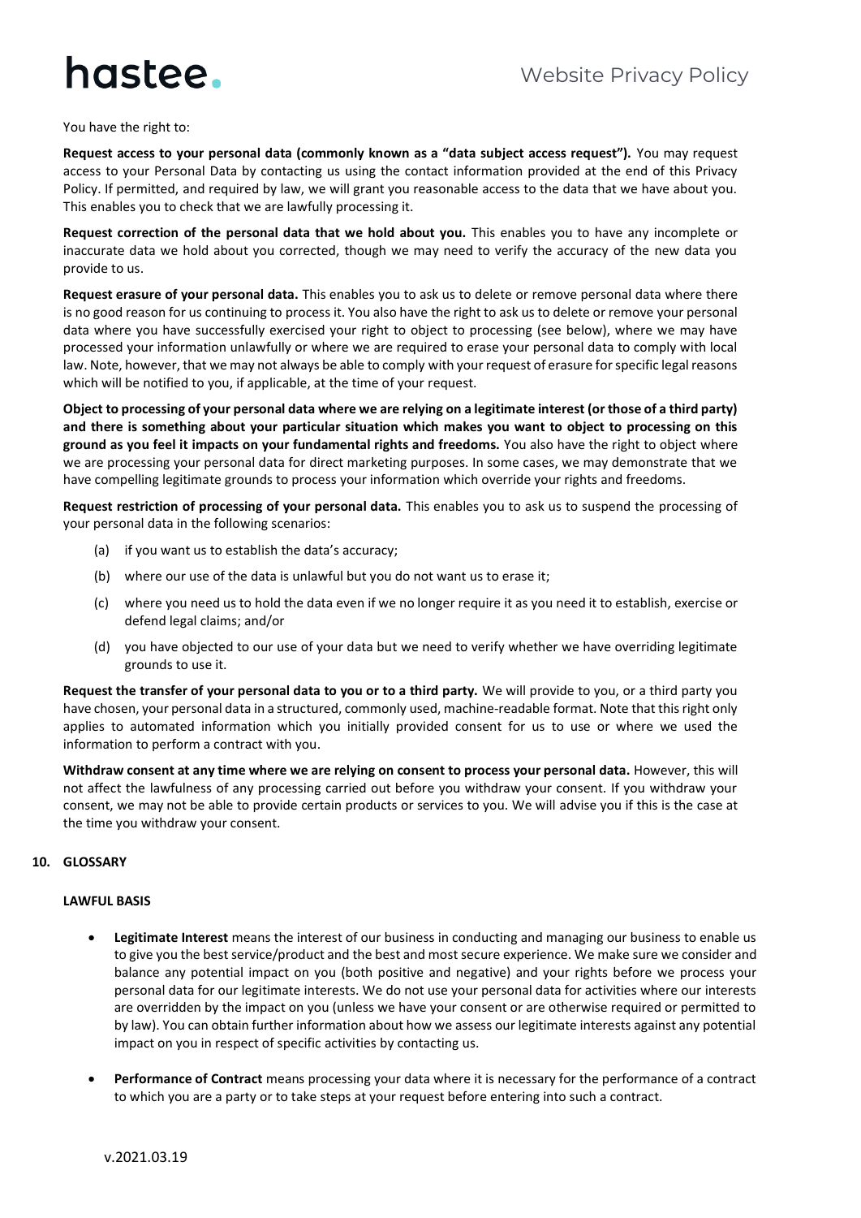You have the right to:

**Request access to your personal data (commonly known as a "data subject access request").** You may request access to your Personal Data by contacting us using the contact information provided at the end of this Privacy Policy. If permitted, and required by law, we will grant you reasonable access to the data that we have about you. This enables you to check that we are lawfully processing it.

**Request correction of the personal data that we hold about you.** This enables you to have any incomplete or inaccurate data we hold about you corrected, though we may need to verify the accuracy of the new data you provide to us.

**Request erasure of your personal data.** This enables you to ask us to delete or remove personal data where there is no good reason for us continuing to process it. You also have the right to ask us to delete or remove your personal data where you have successfully exercised your right to object to processing (see below), where we may have processed your information unlawfully or where we are required to erase your personal data to comply with local law. Note, however, that we may not always be able to comply with your request of erasure for specific legal reasons which will be notified to you, if applicable, at the time of your request.

**Object to processing of your personal data where we are relying on a legitimate interest (or those of a third party) and there is something about your particular situation which makes you want to object to processing on this ground as you feel it impacts on your fundamental rights and freedoms.** You also have the right to object where we are processing your personal data for direct marketing purposes. In some cases, we may demonstrate that we have compelling legitimate grounds to process your information which override your rights and freedoms.

**Request restriction of processing of your personal data.** This enables you to ask us to suspend the processing of your personal data in the following scenarios:

(a) if you want us to establish the data's accuracy;

(b) where our use of the data is unlawful but you do not want us to erase it;

(c) where you need us to hold the data even if we no longer require it as you need it to establish, exercise or defend legal claims; and/or

(d) you have objected to our use of your data but we need to verify whether we have overriding legitimate grounds to use it.

**Request the transfer of your personal data to you or to a third party.** We will provide to you, or a third party you have chosen, your personal data in a structured, commonly used, machine-readable format. Note that this right only applies to automated information which you initially provided consent for us to use or where we used the information to perform a contract with you.

**Withdraw consent at any time where we are relying on consent to process your personal data.** However, this will not affect the lawfulness of any processing carried out before you withdraw your consent. If you withdraw your consent, we may not be able to provide certain products or services to you. We will advise you if this is the case at the time you withdraw your consent.

## 10. GLOSSARY

### LAWFUL BASIS

- **Legitimate Interest** means the interest of our business in conducting and managing our business to enable us to give you the best service/product and the best and most secure experience. We make sure we consider and balance any potential impact on you (both positive and negative) and your rights before we process your personal data for our legitimate interests. We do not use your personal data for activities where our interests are overridden by the impact on you (unless we have your consent or are otherwise required or permitted to by law). You can obtain further information about how we assess our legitimate interests against any potential impact on you in respect of specific activities by contacting us.

- **Performance of Contract** means processing your data where it is necessary for the performance of a contract to which you are a party or to take steps at your request before entering into such a contract.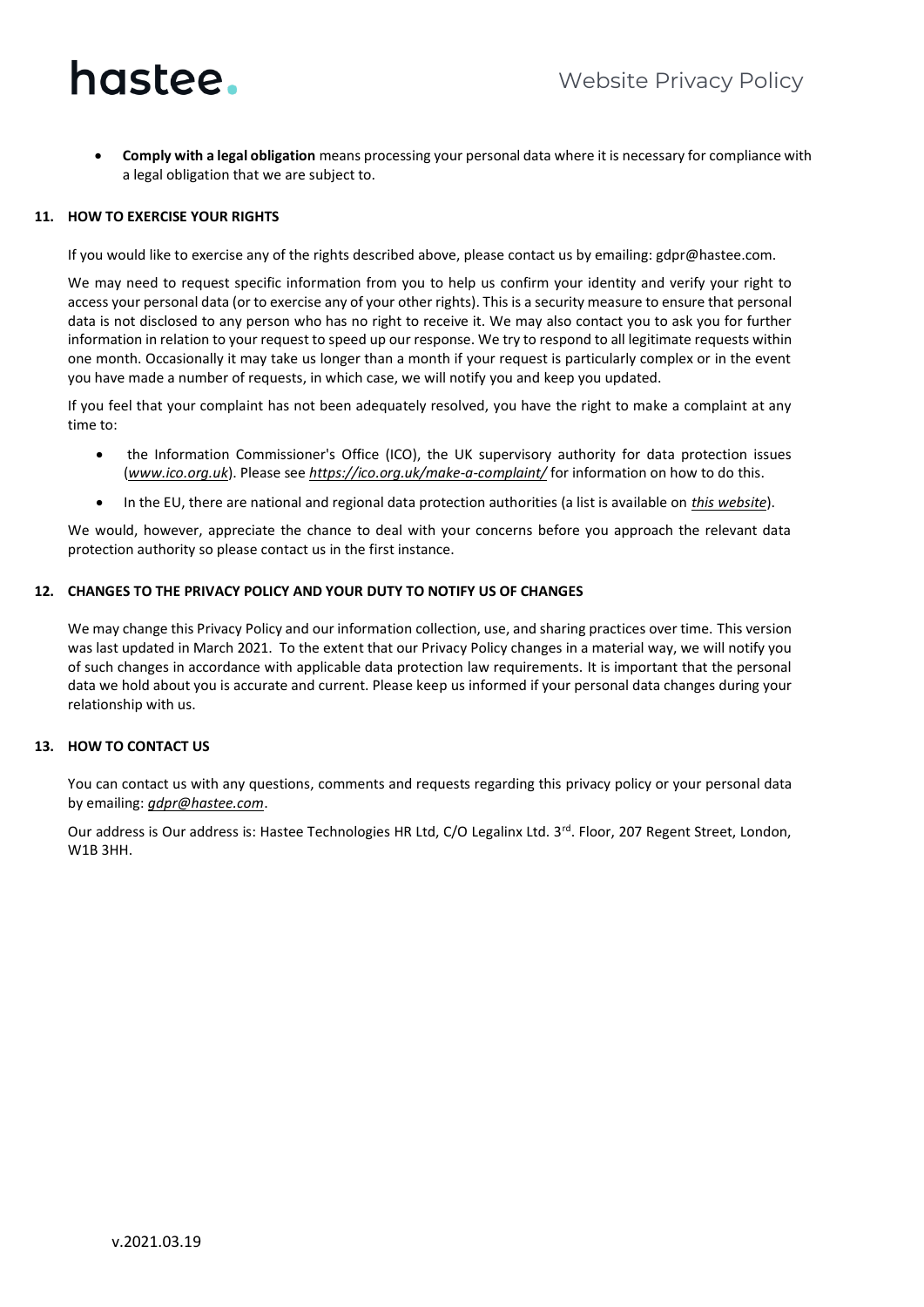- **Comply with a legal obligation** means processing your personal data where it is necessary for compliance with a legal obligation that we are subject to.

## 11. HOW TO EXERCISE YOUR RIGHTS

If you would like to exercise any of the rights described above, please contact us by emailing: gdpr@hastee.com.

We may need to request specific information from you to help us confirm your identity and verify your right to access your personal data (or to exercise any of your other rights). This is a security measure to ensure that personal data is not disclosed to any person who has no right to receive it. We may also contact you to ask you for further information in relation to your request to speed up our response. We try to respond to all legitimate requests within one month. Occasionally it may take us longer than a month if your request is particularly complex or in the event you have made a number of requests, in which case, we will notify you and keep you updated.

If you feel that your complaint has not been adequately resolved, you have the right to make a complaint at any time to:

- the Information Commissioner's Office (ICO), the UK supervisory authority for data protection issues (*www.ico.org.uk*). Please see *https://ico.org.uk/make-a-complaint/* for information on how to do this.
- In the EU, there are national and regional data protection authorities (a list is available on *this website*).

We would, however, appreciate the chance to deal with your concerns before you approach the relevant data protection authority so please contact us in the first instance.

## 12. CHANGES TO THE PRIVACY POLICY AND YOUR DUTY TO NOTIFY US OF CHANGES

We may change this Privacy Policy and our information collection, use, and sharing practices over time. This version was last updated in March 2021. To the extent that our Privacy Policy changes in a material way, we will notify you of such changes in accordance with applicable data protection law requirements. It is important that the personal data we hold about you is accurate and current. Please keep us informed if your personal data changes during your relationship with us.

## 13. HOW TO CONTACT US

You can contact us with any questions, comments and requests regarding this privacy policy or your personal data by emailing: *gdpr@hastee.com*.

Our address is Our address is: Hastee Technologies HR Ltd, C/O Legalinx Ltd. 3rd. Floor, 207 Regent Street, London, W1B 3HH.

v.2021.03.19